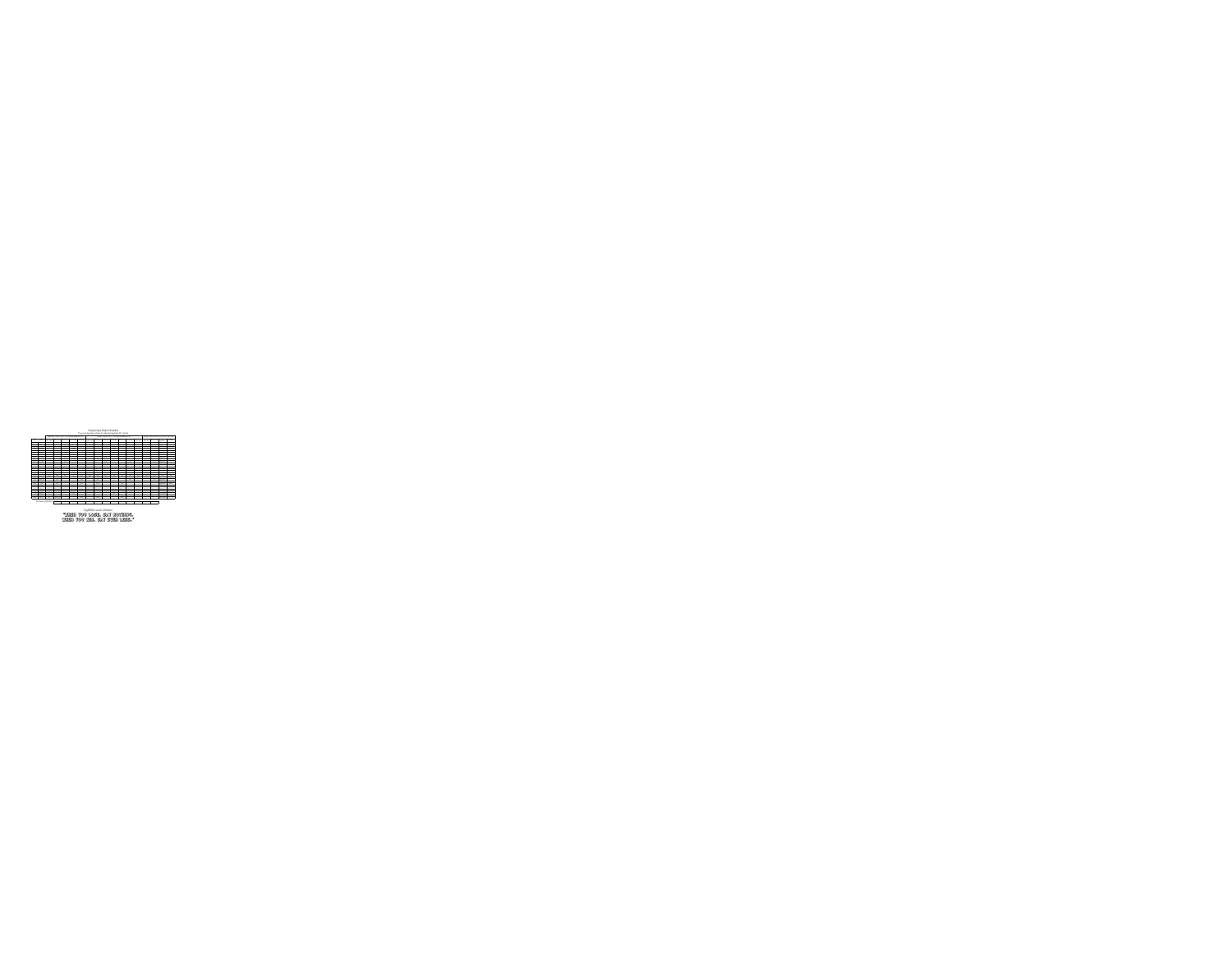"WHEN YOU LOSE, SAY NOTHING.
WHEN YOU WIN, SAY EVEN LESS."